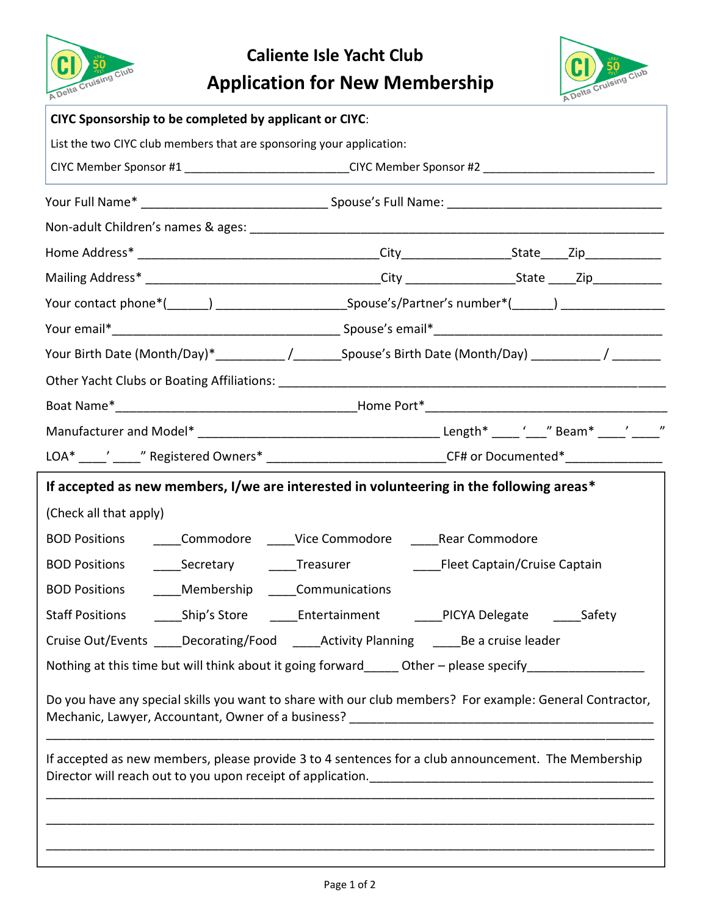# Caliente Isle Yacht Club
## Application for New Membership

**CIYC Sponsorship to be completed by applicant or CIYC**:

List the two CIYC club members that are sponsoring your application:

CIYC Member Sponsor #1 _________________________CIYC Member Sponsor #2 __________________________

Your Full Name* ____________________________ Spouse's Full Name: ________________________________

Non-adult Children's names & ages: ______________________________________________________________

Home Address* ____________________________________City________________State____Zip___________

Mailing Address* __________________________________City ________________State ____Zip__________

Your contact phone*(______) ___________________Spouse's/Partner's number*(______) _______________

Your email*__________________________________ Spouse's email*__________________________________

Your Birth Date (Month/Day)*__________ /_______Spouse's Birth Date (Month/Day) __________ / _______

Other Yacht Clubs or Boating Affiliations: ____________________________________________________

Boat Name*__________________________________Home Port*____________________________________

Manufacturer and Model* ____________________________________ Length* ____ '___" Beam* ____' ____"

LOA* ____' ____" Registered Owners* ___________________________CF# or Documented*______________

**If accepted as new members, I/we are interested in volunteering in the following areas***

(Check all that apply)

BOD Positions ____Commodore ____Vice Commodore ____Rear Commodore

BOD Positions ____Secretary ____Treasurer ____Fleet Captain/Cruise Captain

BOD Positions ____Membership ____Communications

Staff Positions ____Ship's Store ____Entertainment ____PICYA Delegate ____Safety

Cruise Out/Events ____Decorating/Food ____Activity Planning ____Be a cruise leader

Nothing at this time but will think about it going forward_____ Other – please specify_________________

Do you have any special skills you want to share with our club members? For example: General Contractor, Mechanic, Lawyer, Accountant, Owner of a business? ____________________________________________

_______________________________________________________________________________________

If accepted as new members, please provide 3 to 4 sentences for a club announcement. The Membership Director will reach out to you upon receipt of application.__________________________________________

_______________________________________________________________________________________

_______________________________________________________________________________________

_______________________________________________________________________________________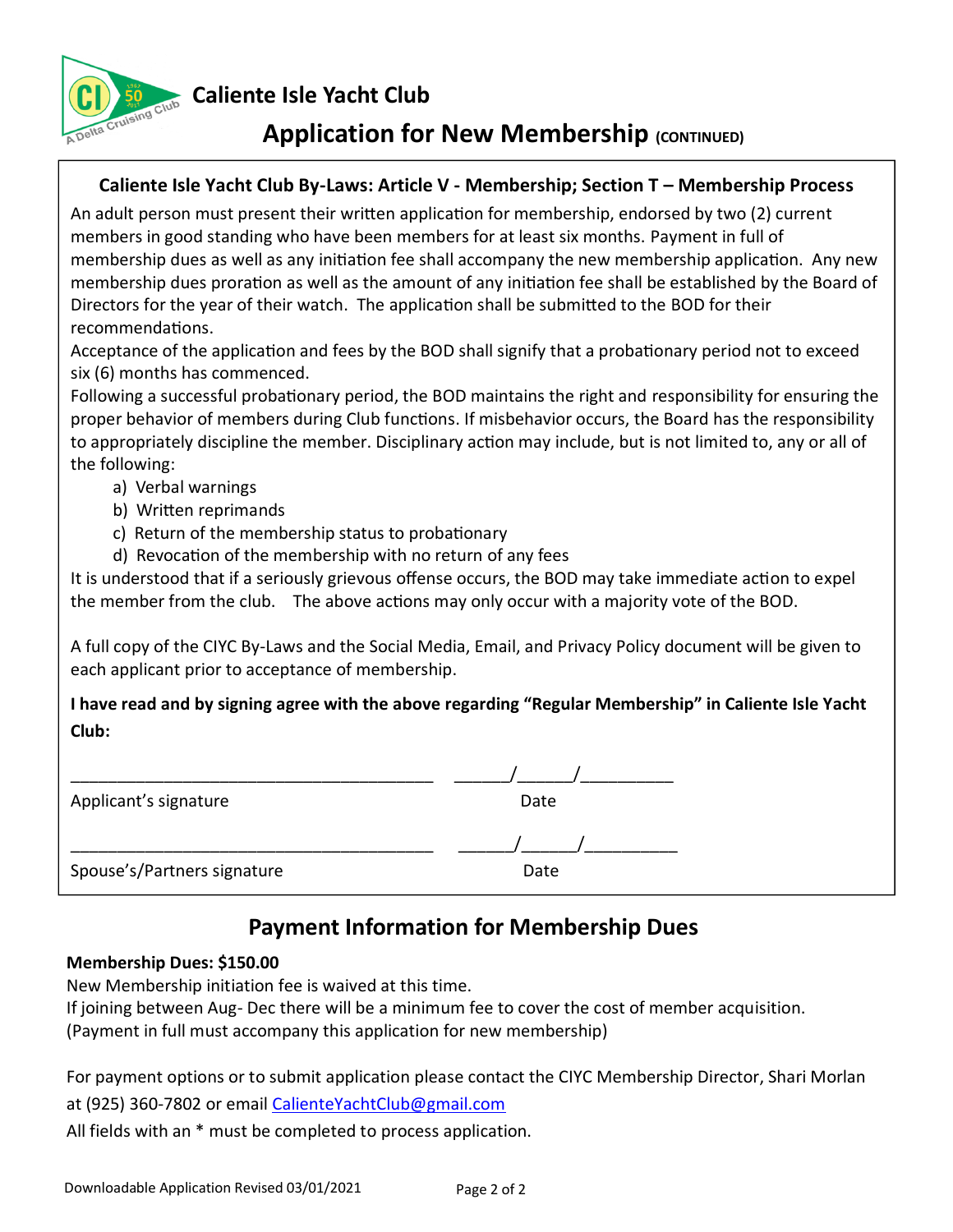# Caliente Isle Yacht Club

## Application for New Membership (CONTINUED)

### Caliente Isle Yacht Club By-Laws: Article V - Membership; Section T – Membership Process

An adult person must present their written application for membership, endorsed by two (2) current members in good standing who have been members for at least six months. Payment in full of membership dues as well as any initiation fee shall accompany the new membership application. Any new membership dues proration as well as the amount of any initiation fee shall be established by the Board of Directors for the year of their watch. The application shall be submitted to the BOD for their recommendations.

Acceptance of the application and fees by the BOD shall signify that a probationary period not to exceed six (6) months has commenced.

Following a successful probationary period, the BOD maintains the right and responsibility for ensuring the proper behavior of members during Club functions. If misbehavior occurs, the Board has the responsibility to appropriately discipline the member. Disciplinary action may include, but is not limited to, any or all of the following:

a) Verbal warnings
b) Written reprimands
c) Return of the membership status to probationary
d) Revocation of the membership with no return of any fees

It is understood that if a seriously grievous offense occurs, the BOD may take immediate action to expel the member from the club. The above actions may only occur with a majority vote of the BOD.

A full copy of the CIYC By-Laws and the Social Media, Email, and Privacy Policy document will be given to each applicant prior to acceptance of membership.

**I have read and by signing agree with the above regarding "Regular Membership" in Caliente Isle Yacht Club:**

________________________________________ ______/______/__________

Applicant's signature Date

________________________________________ ______/______/__________

Spouse's/Partners signature Date

## Payment Information for Membership Dues

**Membership Dues: $150.00**

New Membership initiation fee is waived at this time.

If joining between Aug- Dec there will be a minimum fee to cover the cost of member acquisition.

(Payment in full must accompany this application for new membership)

For payment options or to submit application please contact the CIYC Membership Director, Shari Morlan at (925) 360-7802 or email CalienteYachtClub@gmail.com

All fields with an * must be completed to process application.

Downloadable Application Revised 03/01/2021